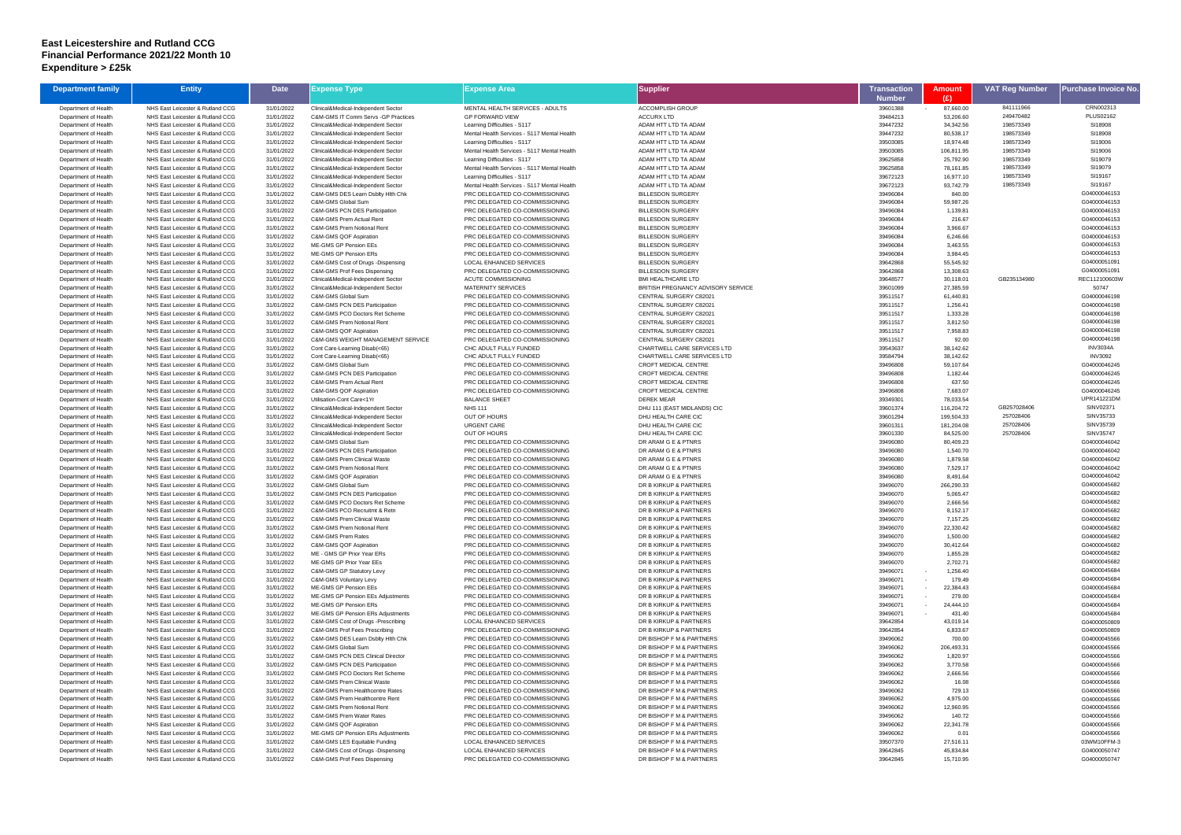# East Leicestershire and Rutland CCG
## Financial Performance 2021/22 Month 10
## Expenditure > £25k

| Department family | Entity | Date | Expense Type | Expense Area | Supplier | Transaction Number | Amount (£) | VAT Reg Number | Purchase Invoice No. |
|---|---|---|---|---|---|---|---|---|---|
| Department of Health | NHS East Leicester & Rutland CCG | 31/01/2022 | Clinical&Medical-Independent Sector | MENTAL HEALTH SERVICES - ADULTS | ACCOMPLISH GROUP | 39601388 | - 87,660.00 | 841111966 | CRN002313 |
| Department of Health | NHS East Leicester & Rutland CCG | 31/01/2022 | C&M-GMS IT Comm Servs -GP Practices | GP FORWARD VIEW | ACCURX LTD | 39484213 | 53,206.60 | 249470482 | PLUS02162 |
| Department of Health | NHS East Leicester & Rutland CCG | 31/01/2022 | Clinical&Medical-Independent Sector | Learning Difficulties - S117 | ADAM HTT LTD TA ADAM | 39447232 | 34,342.56 | 198573349 | SI18908 |
| Department of Health | NHS East Leicester & Rutland CCG | 31/01/2022 | Clinical&Medical-Independent Sector | Mental Health Services - S117 Mental Health | ADAM HTT LTD TA ADAM | 39447232 | 80,538.17 | 198573349 | SI18908 |
| Department of Health | NHS East Leicester & Rutland CCG | 31/01/2022 | Clinical&Medical-Independent Sector | Learning Difficulties - S117 | ADAM HTT LTD TA ADAM | 39503085 | 18,974.48 | 198573349 | SI19006 |
| Department of Health | NHS East Leicester & Rutland CCG | 31/01/2022 | Clinical&Medical-Independent Sector | Mental Health Services - S117 Mental Health | ADAM HTT LTD TA ADAM | 39503085 | 106,811.95 | 198573349 | SI19006 |
| Department of Health | NHS East Leicester & Rutland CCG | 31/01/2022 | Clinical&Medical-Independent Sector | Learning Difficulties - S117 | ADAM HTT LTD TA ADAM | 39625858 | 25,792.90 | 198573349 | SI19079 |
| Department of Health | NHS East Leicester & Rutland CCG | 31/01/2022 | Clinical&Medical-Independent Sector | Mental Health Services - S117 Mental Health | ADAM HTT LTD TA ADAM | 39625858 | 78,161.85 | 198573349 | SI19079 |
| Department of Health | NHS East Leicester & Rutland CCG | 31/01/2022 | Clinical&Medical-Independent Sector | Learning Difficulties - S117 | ADAM HTT LTD TA ADAM | 39672123 | 16,977.10 | 198573349 | SI19167 |
| Department of Health | NHS East Leicester & Rutland CCG | 31/01/2022 | Clinical&Medical-Independent Sector | Mental Health Services - S117 Mental Health | ADAM HTT LTD TA ADAM | 39672123 | 93,742.79 | 198573349 | SI19167 |
| Department of Health | NHS East Leicester & Rutland CCG | 31/01/2022 | C&M-GMS DES Learn Dsblty Hlth Chk | PRC DELEGATED CO-COMMISSIONING | BILLESDON SURGERY | 39496084 | 840.00 | | G04000046153 |
| Department of Health | NHS East Leicester & Rutland CCG | 31/01/2022 | C&M-GMS Global Sum | PRC DELEGATED CO-COMMISSIONING | BILLESDON SURGERY | 39496084 | 59,987.26 | | G04000046153 |
| Department of Health | NHS East Leicester & Rutland CCG | 31/01/2022 | C&M-GMS PCN DES Participation | PRC DELEGATED CO-COMMISSIONING | BILLESDON SURGERY | 39496084 | 1,139.81 | | G04000046153 |
| Department of Health | NHS East Leicester & Rutland CCG | 31/01/2022 | C&M-GMS Prem Actual Rent | PRC DELEGATED CO-COMMISSIONING | BILLESDON SURGERY | 39496084 | 216.67 | | G04000046153 |
| Department of Health | NHS East Leicester & Rutland CCG | 31/01/2022 | C&M-GMS Prem Notional Rent | PRC DELEGATED CO-COMMISSIONING | BILLESDON SURGERY | 39496084 | 3,966.67 | | G04000046153 |
| Department of Health | NHS East Leicester & Rutland CCG | 31/01/2022 | C&M-GMS QOF Aspiration | PRC DELEGATED CO-COMMISSIONING | BILLESDON SURGERY | 39496084 | 6,246.66 | | G04000046153 |
| Department of Health | NHS East Leicester & Rutland CCG | 31/01/2022 | ME-GMS GP Pension EEs | PRC DELEGATED CO-COMMISSIONING | BILLESDON SURGERY | 39496084 | 3,463.55 | | G04000046153 |
| Department of Health | NHS East Leicester & Rutland CCG | 31/01/2022 | ME-GMS GP Pension ERs | PRC DELEGATED CO-COMMISSIONING | BILLESDON SURGERY | 39496084 | 3,984.45 | | G04000046153 |
| Department of Health | NHS East Leicester & Rutland CCG | 31/01/2022 | C&M-GMS Cost of Drugs -Dispensing | LOCAL ENHANCED SERVICES | BILLESDON SURGERY | 39642868 | 55,545.92 | | G04000051091 |
| Department of Health | NHS East Leicester & Rutland CCG | 31/01/2022 | C&M-GMS Prof Fees Dispensing | PRC DELEGATED CO-COMMISSIONING | BILLESDON SURGERY | 39642868 | 13,308.63 | | G04000051091 |
| Department of Health | NHS East Leicester & Rutland CCG | 31/01/2022 | Clinical&Medical-Independent Sector | ACUTE COMMISSIONING | BMI HEALTHCARE LTD | 39648577 | 30,118.01 | GB235134980 | REC112100603W |
| Department of Health | NHS East Leicester & Rutland CCG | 31/01/2022 | Clinical&Medical-Independent Sector | MATERNITY SERVICES | BRITISH PREGNANCY ADVISORY SERVICE | 39601099 | 27,385.59 | | 50747 |
| Department of Health | NHS East Leicester & Rutland CCG | 31/01/2022 | C&M-GMS Global Sum | PRC DELEGATED CO-COMMISSIONING | CENTRAL SURGERY C82021 | 39511517 | 61,440.81 | | G04000046198 |
| Department of Health | NHS East Leicester & Rutland CCG | 31/01/2022 | C&M-GMS PCN DES Participation | PRC DELEGATED CO-COMMISSIONING | CENTRAL SURGERY C82021 | 39511517 | 1,256.41 | | G04000046198 |
| Department of Health | NHS East Leicester & Rutland CCG | 31/01/2022 | C&M-GMS PCO Doctors Ret Scheme | PRC DELEGATED CO-COMMISSIONING | CENTRAL SURGERY C82021 | 39511517 | 1,333.28 | | G04000046198 |
| Department of Health | NHS East Leicester & Rutland CCG | 31/01/2022 | C&M-GMS Prem Notional Rent | PRC DELEGATED CO-COMMISSIONING | CENTRAL SURGERY C82021 | 39511517 | 3,812.50 | | G04000046198 |
| Department of Health | NHS East Leicester & Rutland CCG | 31/01/2022 | C&M-GMS QOF Aspiration | PRC DELEGATED CO-COMMISSIONING | CENTRAL SURGERY C82021 | 39511517 | 7,958.83 | | G04000046198 |
| Department of Health | NHS East Leicester & Rutland CCG | 31/01/2022 | C&M-GMS WEIGHT MANAGEMENT SERVICE | PRC DELEGATED CO-COMMISSIONING | CENTRAL SURGERY C82021 | 39511517 | 92.00 | | G04000046198 |
| Department of Health | NHS East Leicester & Rutland CCG | 31/01/2022 | Cont Care-Learning Disab(<65) | CHC ADULT FULLY FUNDED | CHARTWELL CARE SERVICES LTD | 39543637 | 38,142.62 | | INV3034A |
| Department of Health | NHS East Leicester & Rutland CCG | 31/01/2022 | Cont Care-Learning Disab(<65) | CHC ADULT FULLY FUNDED | CHARTWELL CARE SERVICES LTD | 39584794 | 38,142.62 | | INV3092 |
| Department of Health | NHS East Leicester & Rutland CCG | 31/01/2022 | C&M-GMS Global Sum | PRC DELEGATED CO-COMMISSIONING | CROFT MEDICAL CENTRE | 39496808 | 59,107.64 | | G04000046245 |
| Department of Health | NHS East Leicester & Rutland CCG | 31/01/2022 | C&M-GMS PCN DES Participation | PRC DELEGATED CO-COMMISSIONING | CROFT MEDICAL CENTRE | 39496808 | 1,182.44 | | G04000046245 |
| Department of Health | NHS East Leicester & Rutland CCG | 31/01/2022 | C&M-GMS Prem Actual Rent | PRC DELEGATED CO-COMMISSIONING | CROFT MEDICAL CENTRE | 39496808 | 637.50 | | G04000046245 |
| Department of Health | NHS East Leicester & Rutland CCG | 31/01/2022 | C&M-GMS QOF Aspiration | PRC DELEGATED CO-COMMISSIONING | CROFT MEDICAL CENTRE | 39496808 | 7,683.07 | | G04000046245 |
| Department of Health | NHS East Leicester & Rutland CCG | 31/01/2022 | Utilisation-Cont Care<1Yr | BALANCE SHEET | DEREK MEAR | 39349301 | 78,033.54 | | UPR141221DM |
| Department of Health | NHS East Leicester & Rutland CCG | 31/01/2022 | Clinical&Medical-Independent Sector | NHS 111 | DHU 111 (EAST MIDLANDS) CIC | 39601374 | 116,204.72 | GB257028406 | SINV02371 |
| Department of Health | NHS East Leicester & Rutland CCG | 31/01/2022 | Clinical&Medical-Independent Sector | OUT OF HOURS | DHU HEALTH CARE CIC | 39601294 | 199,504.33 | 257028406 | SINV35733 |
| Department of Health | NHS East Leicester & Rutland CCG | 31/01/2022 | Clinical&Medical-Independent Sector | URGENT CARE | DHU HEALTH CARE CIC | 39601311 | 181,204.08 | 257028406 | SINV35739 |
| Department of Health | NHS East Leicester & Rutland CCG | 31/01/2022 | Clinical&Medical-Independent Sector | OUT OF HOURS | DHU HEALTH CARE CIC | 39601330 | 84,525.00 | 257028406 | SINV35747 |
| Department of Health | NHS East Leicester & Rutland CCG | 31/01/2022 | C&M-GMS Global Sum | PRC DELEGATED CO-COMMISSIONING | DR ARAM G E & PTNRS | 39496080 | 80,409.23 | | G04000046042 |
| Department of Health | NHS East Leicester & Rutland CCG | 31/01/2022 | C&M-GMS PCN DES Participation | PRC DELEGATED CO-COMMISSIONING | DR ARAM G E & PTNRS | 39496080 | 1,540.70 | | G04000046042 |
| Department of Health | NHS East Leicester & Rutland CCG | 31/01/2022 | C&M-GMS Prem Clinical Waste | PRC DELEGATED CO-COMMISSIONING | DR ARAM G E & PTNRS | 39496080 | 1,879.58 | | G04000046042 |
| Department of Health | NHS East Leicester & Rutland CCG | 31/01/2022 | C&M-GMS Prem Notional Rent | PRC DELEGATED CO-COMMISSIONING | DR ARAM G E & PTNRS | 39496080 | 7,529.17 | | G04000046042 |
| Department of Health | NHS East Leicester & Rutland CCG | 31/01/2022 | C&M-GMS QOF Aspiration | PRC DELEGATED CO-COMMISSIONING | DR ARAM G E & PTNRS | 39496080 | 8,491.64 | | G04000046042 |
| Department of Health | NHS East Leicester & Rutland CCG | 31/01/2022 | C&M-GMS Global Sum | PRC DELEGATED CO-COMMISSIONING | DR B KIRKUP & PARTNERS | 39496070 | 266,290.33 | | G04000045682 |
| Department of Health | NHS East Leicester & Rutland CCG | 31/01/2022 | C&M-GMS PCN DES Participation | PRC DELEGATED CO-COMMISSIONING | DR B KIRKUP & PARTNERS | 39496070 | 5,065.47 | | G04000045682 |
| Department of Health | NHS East Leicester & Rutland CCG | 31/01/2022 | C&M-GMS PCO Doctors Ret Scheme | PRC DELEGATED CO-COMMISSIONING | DR B KIRKUP & PARTNERS | 39496070 | 2,666.56 | | G04000045682 |
| Department of Health | NHS East Leicester & Rutland CCG | 31/01/2022 | C&M-GMS PCO Recruitmt & Retn | PRC DELEGATED CO-COMMISSIONING | DR B KIRKUP & PARTNERS | 39496070 | 8,152.17 | | G04000045682 |
| Department of Health | NHS East Leicester & Rutland CCG | 31/01/2022 | C&M-GMS Prem Clinical Waste | PRC DELEGATED CO-COMMISSIONING | DR B KIRKUP & PARTNERS | 39496070 | 7,157.25 | | G04000045682 |
| Department of Health | NHS East Leicester & Rutland CCG | 31/01/2022 | C&M-GMS Prem Notional Rent | PRC DELEGATED CO-COMMISSIONING | DR B KIRKUP & PARTNERS | 39496070 | 22,330.42 | | G04000045682 |
| Department of Health | NHS East Leicester & Rutland CCG | 31/01/2022 | C&M-GMS Prem Rates | PRC DELEGATED CO-COMMISSIONING | DR B KIRKUP & PARTNERS | 39496070 | 1,500.00 | | G04000045682 |
| Department of Health | NHS East Leicester & Rutland CCG | 31/01/2022 | C&M-GMS QOF Aspiration | PRC DELEGATED CO-COMMISSIONING | DR B KIRKUP & PARTNERS | 39496070 | 30,412.64 | | G04000045682 |
| Department of Health | NHS East Leicester & Rutland CCG | 31/01/2022 | ME - GMS GP Prior Year ERs | PRC DELEGATED CO-COMMISSIONING | DR B KIRKUP & PARTNERS | 39496070 | 1,855.28 | | G04000045682 |
| Department of Health | NHS East Leicester & Rutland CCG | 31/01/2022 | ME-GMS GP Prior Year EEs | PRC DELEGATED CO-COMMISSIONING | DR B KIRKUP & PARTNERS | 39496070 | 2,702.71 | | G04000045682 |
| Department of Health | NHS East Leicester & Rutland CCG | 31/01/2022 | C&M-GMS GP Statutory Levy | PRC DELEGATED CO-COMMISSIONING | DR B KIRKUP & PARTNERS | 39496071 | - 1,256.40 | | G04000045684 |
| Department of Health | NHS East Leicester & Rutland CCG | 31/01/2022 | C&M-GMS Voluntary Levy | PRC DELEGATED CO-COMMISSIONING | DR B KIRKUP & PARTNERS | 39496071 | - 179.49 | | G04000045684 |
| Department of Health | NHS East Leicester & Rutland CCG | 31/01/2022 | ME-GMS GP Pension EEs | PRC DELEGATED CO-COMMISSIONING | DR B KIRKUP & PARTNERS | 39496071 | - 22,384.43 | | G04000045684 |
| Department of Health | NHS East Leicester & Rutland CCG | 31/01/2022 | ME-GMS GP Pension EEs Adjustments | PRC DELEGATED CO-COMMISSIONING | DR B KIRKUP & PARTNERS | 39496071 | - 279.00 | | G04000045684 |
| Department of Health | NHS East Leicester & Rutland CCG | 31/01/2022 | ME-GMS GP Pension ERs | PRC DELEGATED CO-COMMISSIONING | DR B KIRKUP & PARTNERS | 39496071 | - 24,444.10 | | G04000045684 |
| Department of Health | NHS East Leicester & Rutland CCG | 31/01/2022 | ME-GMS GP Pension ERs Adjustments | PRC DELEGATED CO-COMMISSIONING | DR B KIRKUP & PARTNERS | 39496071 | - 431.40 | | G04000045684 |
| Department of Health | NHS East Leicester & Rutland CCG | 31/01/2022 | C&M-GMS Cost of Drugs -Prescribing | LOCAL ENHANCED SERVICES | DR B KIRKUP & PARTNERS | 39642854 | 43,019.14 | | G04000050809 |
| Department of Health | NHS East Leicester & Rutland CCG | 31/01/2022 | C&M-GMS Prof Fees Prescribing | PRC DELEGATED CO-COMMISSIONING | DR B KIRKUP & PARTNERS | 39642854 | 6,833.67 | | G04000050809 |
| Department of Health | NHS East Leicester & Rutland CCG | 31/01/2022 | C&M-GMS DES Learn Dsblty Hlth Chk | PRC DELEGATED CO-COMMISSIONING | DR BISHOP F M & PARTNERS | 39496062 | 700.00 | | G04000045566 |
| Department of Health | NHS East Leicester & Rutland CCG | 31/01/2022 | C&M-GMS Global Sum | PRC DELEGATED CO-COMMISSIONING | DR BISHOP F M & PARTNERS | 39496062 | 206,493.31 | | G04000045566 |
| Department of Health | NHS East Leicester & Rutland CCG | 31/01/2022 | C&M-GMS PCN DES Clinical Director | PRC DELEGATED CO-COMMISSIONING | DR BISHOP F M & PARTNERS | 39496062 | 1,820.97 | | G04000045566 |
| Department of Health | NHS East Leicester & Rutland CCG | 31/01/2022 | C&M-GMS PCN DES Participation | PRC DELEGATED CO-COMMISSIONING | DR BISHOP F M & PARTNERS | 39496062 | 3,770.58 | | G04000045566 |
| Department of Health | NHS East Leicester & Rutland CCG | 31/01/2022 | C&M-GMS PCO Doctors Ret Scheme | PRC DELEGATED CO-COMMISSIONING | DR BISHOP F M & PARTNERS | 39496062 | 2,666.56 | | G04000045566 |
| Department of Health | NHS East Leicester & Rutland CCG | 31/01/2022 | C&M-GMS Prem Clinical Waste | PRC DELEGATED CO-COMMISSIONING | DR BISHOP F M & PARTNERS | 39496062 | 16.08 | | G04000045566 |
| Department of Health | NHS East Leicester & Rutland CCG | 31/01/2022 | C&M-GMS Prem Healthcentre Rates | PRC DELEGATED CO-COMMISSIONING | DR BISHOP F M & PARTNERS | 39496062 | 729.13 | | G04000045566 |
| Department of Health | NHS East Leicester & Rutland CCG | 31/01/2022 | C&M-GMS Prem Healthcentre Rent | PRC DELEGATED CO-COMMISSIONING | DR BISHOP F M & PARTNERS | 39496062 | 4,975.00 | | G04000045566 |
| Department of Health | NHS East Leicester & Rutland CCG | 31/01/2022 | C&M-GMS Prem Notional Rent | PRC DELEGATED CO-COMMISSIONING | DR BISHOP F M & PARTNERS | 39496062 | 12,960.95 | | G04000045566 |
| Department of Health | NHS East Leicester & Rutland CCG | 31/01/2022 | C&M-GMS Prem Water Rates | PRC DELEGATED CO-COMMISSIONING | DR BISHOP F M & PARTNERS | 39496062 | 140.72 | | G04000045566 |
| Department of Health | NHS East Leicester & Rutland CCG | 31/01/2022 | C&M-GMS QOF Aspiration | PRC DELEGATED CO-COMMISSIONING | DR BISHOP F M & PARTNERS | 39496062 | 22,341.78 | | G04000045566 |
| Department of Health | NHS East Leicester & Rutland CCG | 31/01/2022 | ME-GMS GP Pension ERs Adjustments | PRC DELEGATED CO-COMMISSIONING | DR BISHOP F M & PARTNERS | 39496062 | 0.01 | | G04000045566 |
| Department of Health | NHS East Leicester & Rutland CCG | 31/01/2022 | C&M-LES Equitable Funding | LOCAL ENHANCED SERVICES | DR BISHOP F M & PARTNERS | 39507370 | 27,516.11 | | 03WM10FFM-3 |
| Department of Health | NHS East Leicester & Rutland CCG | 31/01/2022 | C&M-GMS Cost of Drugs -Dispensing | LOCAL ENHANCED SERVICES | DR BISHOP F M & PARTNERS | 39642845 | 45,834.84 | | G04000050747 |
| Department of Health | NHS East Leicester & Rutland CCG | 31/01/2022 | C&M-GMS Prof Fees Dispensing | PRC DELEGATED CO-COMMISSIONING | DR BISHOP F M & PARTNERS | 39642845 | 15,710.95 | | G04000050747 |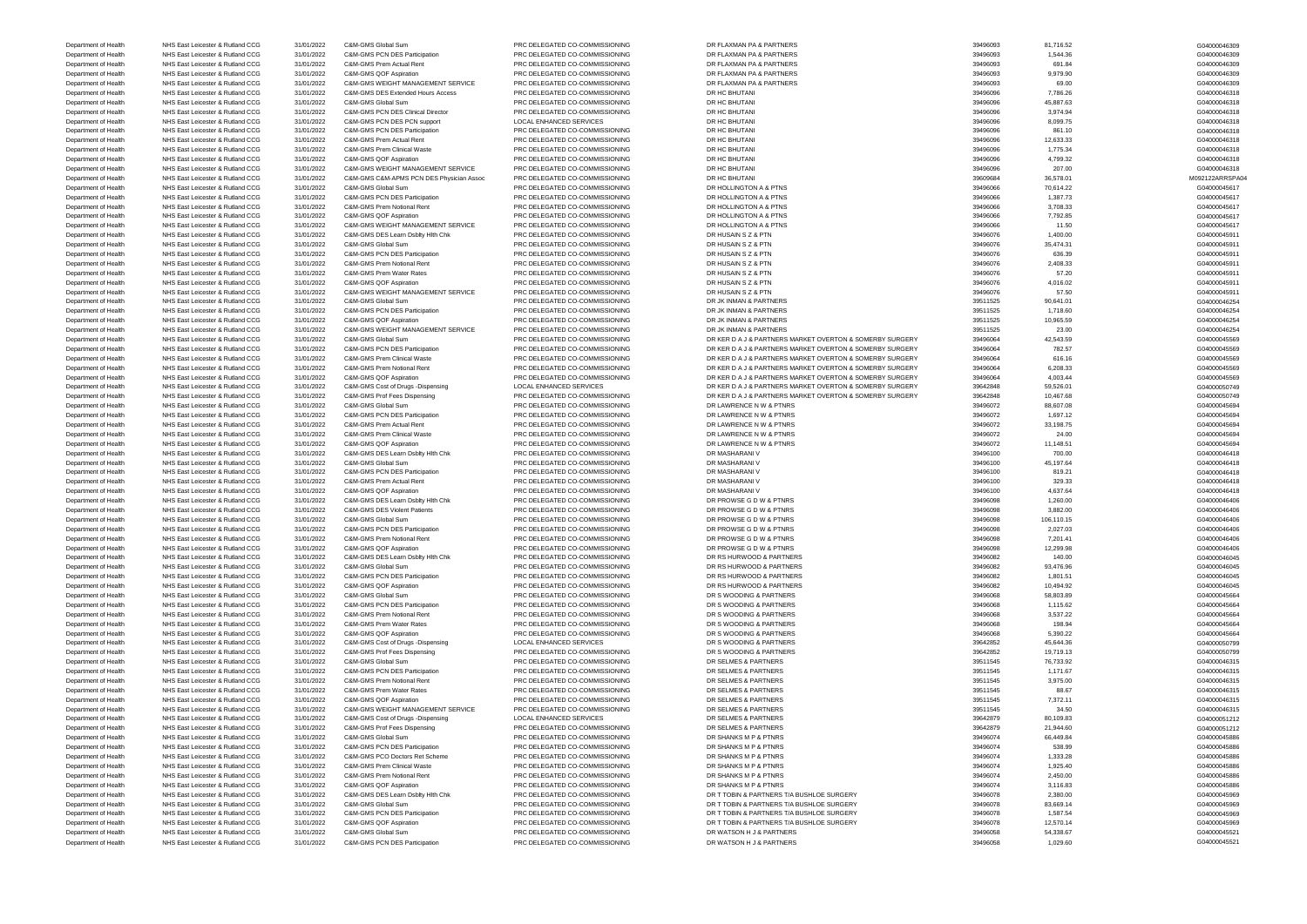| | | | | | | | | |
|---|---|---|---|---|---|---|---|---|
| Department of Health | NHS East Leicester & Rutland CCG | 31/01/2022 | C&M-GMS Global Sum | PRC DELEGATED CO-COMMISSIONING | DR FLAXMAN PA & PARTNERS | 39496093 | 81,716.52 | G04000046309 |
| Department of Health | NHS East Leicester & Rutland CCG | 31/01/2022 | C&M-GMS PCN DES Participation | PRC DELEGATED CO-COMMISSIONING | DR FLAXMAN PA & PARTNERS | 39496093 | 1,544.36 | G04000046309 |
| Department of Health | NHS East Leicester & Rutland CCG | 31/01/2022 | C&M-GMS Prem Actual Rent | PRC DELEGATED CO-COMMISSIONING | DR FLAXMAN PA & PARTNERS | 39496093 | 691.84 | G04000046309 |
| Department of Health | NHS East Leicester & Rutland CCG | 31/01/2022 | C&M-GMS QOF Aspiration | PRC DELEGATED CO-COMMISSIONING | DR FLAXMAN PA & PARTNERS | 39496093 | 9,979.90 | G04000046309 |
| Department of Health | NHS East Leicester & Rutland CCG | 31/01/2022 | C&M-GMS WEIGHT MANAGEMENT SERVICE | PRC DELEGATED CO-COMMISSIONING | DR FLAXMAN PA & PARTNERS | 39496093 | 69.00 | G04000046309 |
| Department of Health | NHS East Leicester & Rutland CCG | 31/01/2022 | C&M-GMS DES Extended Hours Access | PRC DELEGATED CO-COMMISSIONING | DR HC BHUTANI | 39496096 | 7,786.26 | G04000046318 |
| Department of Health | NHS East Leicester & Rutland CCG | 31/01/2022 | C&M-GMS Global Sum | PRC DELEGATED CO-COMMISSIONING | DR HC BHUTANI | 39496096 | 45,887.63 | G04000046318 |
| Department of Health | NHS East Leicester & Rutland CCG | 31/01/2022 | C&M-GMS PCN DES Clinical Director | PRC DELEGATED CO-COMMISSIONING | DR HC BHUTANI | 39496096 | 3,974.94 | G04000046318 |
| Department of Health | NHS East Leicester & Rutland CCG | 31/01/2022 | C&M-GMS PCN DES PCN support | LOCAL ENHANCED SERVICES | DR HC BHUTANI | 39496096 | 8,099.75 | G04000046318 |
| Department of Health | NHS East Leicester & Rutland CCG | 31/01/2022 | C&M-GMS PCN DES Participation | PRC DELEGATED CO-COMMISSIONING | DR HC BHUTANI | 39496096 | 861.10 | G04000046318 |
| Department of Health | NHS East Leicester & Rutland CCG | 31/01/2022 | C&M-GMS Prem Actual Rent | PRC DELEGATED CO-COMMISSIONING | DR HC BHUTANI | 39496096 | 12,633.33 | G04000046318 |
| Department of Health | NHS East Leicester & Rutland CCG | 31/01/2022 | C&M-GMS Prem Clinical Waste | PRC DELEGATED CO-COMMISSIONING | DR HC BHUTANI | 39496096 | 1,775.34 | G04000046318 |
| Department of Health | NHS East Leicester & Rutland CCG | 31/01/2022 | C&M-GMS QOF Aspiration | PRC DELEGATED CO-COMMISSIONING | DR HC BHUTANI | 39496096 | 4,799.32 | G04000046318 |
| Department of Health | NHS East Leicester & Rutland CCG | 31/01/2022 | C&M-GMS WEIGHT MANAGEMENT SERVICE | PRC DELEGATED CO-COMMISSIONING | DR HC BHUTANI | 39496096 | 207.00 | G04000046318 |
| Department of Health | NHS East Leicester & Rutland CCG | 31/01/2022 | C&M-GMS C&M-APMS PCN DES Physician Assoc | PRC DELEGATED CO-COMMISSIONING | DR HC BHUTANI | 39609684 | 36,578.01 | M092122ARRSPA04 |
| Department of Health | NHS East Leicester & Rutland CCG | 31/01/2022 | C&M-GMS Global Sum | PRC DELEGATED CO-COMMISSIONING | DR HOLLINGTON A & PTNS | 39496066 | 70,614.22 | G04000045617 |
| Department of Health | NHS East Leicester & Rutland CCG | 31/01/2022 | C&M-GMS PCN DES Participation | PRC DELEGATED CO-COMMISSIONING | DR HOLLINGTON A & PTNS | 39496066 | 1,387.73 | G04000045617 |
| Department of Health | NHS East Leicester & Rutland CCG | 31/01/2022 | C&M-GMS Prem Notional Rent | PRC DELEGATED CO-COMMISSIONING | DR HOLLINGTON A & PTNS | 39496066 | 3,708.33 | G04000045617 |
| Department of Health | NHS East Leicester & Rutland CCG | 31/01/2022 | C&M-GMS QOF Aspiration | PRC DELEGATED CO-COMMISSIONING | DR HOLLINGTON A & PTNS | 39496066 | 7,792.85 | G04000045617 |
| Department of Health | NHS East Leicester & Rutland CCG | 31/01/2022 | C&M-GMS WEIGHT MANAGEMENT SERVICE | PRC DELEGATED CO-COMMISSIONING | DR HOLLINGTON A & PTNS | 39496066 | 11.50 | G04000045617 |
| Department of Health | NHS East Leicester & Rutland CCG | 31/01/2022 | C&M-GMS DES Learn Dsblty Hlth Chk | PRC DELEGATED CO-COMMISSIONING | DR HUSAIN S Z & PTN | 39496076 | 1,400.00 | G04000045911 |
| Department of Health | NHS East Leicester & Rutland CCG | 31/01/2022 | C&M-GMS Global Sum | PRC DELEGATED CO-COMMISSIONING | DR HUSAIN S Z & PTN | 39496076 | 35,474.31 | G04000045911 |
| Department of Health | NHS East Leicester & Rutland CCG | 31/01/2022 | C&M-GMS PCN DES Participation | PRC DELEGATED CO-COMMISSIONING | DR HUSAIN S Z & PTN | 39496076 | 636.39 | G04000045911 |
| Department of Health | NHS East Leicester & Rutland CCG | 31/01/2022 | C&M-GMS Prem Notional Rent | PRC DELEGATED CO-COMMISSIONING | DR HUSAIN S Z & PTN | 39496076 | 2,408.33 | G04000045911 |
| Department of Health | NHS East Leicester & Rutland CCG | 31/01/2022 | C&M-GMS Prem Water Rates | PRC DELEGATED CO-COMMISSIONING | DR HUSAIN S Z & PTN | 39496076 | 57.20 | G04000045911 |
| Department of Health | NHS East Leicester & Rutland CCG | 31/01/2022 | C&M-GMS QOF Aspiration | PRC DELEGATED CO-COMMISSIONING | DR HUSAIN S Z & PTN | 39496076 | 4,016.02 | G04000045911 |
| Department of Health | NHS East Leicester & Rutland CCG | 31/01/2022 | C&M-GMS WEIGHT MANAGEMENT SERVICE | PRC DELEGATED CO-COMMISSIONING | DR HUSAIN S Z & PTN | 39496076 | 57.50 | G04000045911 |
| Department of Health | NHS East Leicester & Rutland CCG | 31/01/2022 | C&M-GMS Global Sum | PRC DELEGATED CO-COMMISSIONING | DR JK INMAN & PARTNERS | 39511525 | 90,641.01 | G04000046254 |
| Department of Health | NHS East Leicester & Rutland CCG | 31/01/2022 | C&M-GMS PCN DES Participation | PRC DELEGATED CO-COMMISSIONING | DR JK INMAN & PARTNERS | 39511525 | 1,718.60 | G04000046254 |
| Department of Health | NHS East Leicester & Rutland CCG | 31/01/2022 | C&M-GMS QOF Aspiration | PRC DELEGATED CO-COMMISSIONING | DR JK INMAN & PARTNERS | 39511525 | 10,965.59 | G04000046254 |
| Department of Health | NHS East Leicester & Rutland CCG | 31/01/2022 | C&M-GMS WEIGHT MANAGEMENT SERVICE | PRC DELEGATED CO-COMMISSIONING | DR JK INMAN & PARTNERS | 39511525 | 23.00 | G04000046254 |
| Department of Health | NHS East Leicester & Rutland CCG | 31/01/2022 | C&M-GMS Global Sum | PRC DELEGATED CO-COMMISSIONING | DR KER D A J & PARTNERS MARKET OVERTON & SOMERBY SURGERY | 39496064 | 42,543.59 | G04000045569 |
| Department of Health | NHS East Leicester & Rutland CCG | 31/01/2022 | C&M-GMS PCN DES Participation | PRC DELEGATED CO-COMMISSIONING | DR KER D A J & PARTNERS MARKET OVERTON & SOMERBY SURGERY | 39496064 | 782.57 | G04000045569 |
| Department of Health | NHS East Leicester & Rutland CCG | 31/01/2022 | C&M-GMS Prem Clinical Waste | PRC DELEGATED CO-COMMISSIONING | DR KER D A J & PARTNERS MARKET OVERTON & SOMERBY SURGERY | 39496064 | 616.16 | G04000045569 |
| Department of Health | NHS East Leicester & Rutland CCG | 31/01/2022 | C&M-GMS Prem Notional Rent | PRC DELEGATED CO-COMMISSIONING | DR KER D A J & PARTNERS MARKET OVERTON & SOMERBY SURGERY | 39496064 | 6,208.33 | G04000045569 |
| Department of Health | NHS East Leicester & Rutland CCG | 31/01/2022 | C&M-GMS QOF Aspiration | PRC DELEGATED CO-COMMISSIONING | DR KER D A J & PARTNERS MARKET OVERTON & SOMERBY SURGERY | 39496064 | 4,003.44 | G04000045569 |
| Department of Health | NHS East Leicester & Rutland CCG | 31/01/2022 | C&M-GMS Cost of Drugs -Dispensing | LOCAL ENHANCED SERVICES | DR KER D A J & PARTNERS MARKET OVERTON & SOMERBY SURGERY | 39642848 | 59,526.01 | G04000050749 |
| Department of Health | NHS East Leicester & Rutland CCG | 31/01/2022 | C&M-GMS Prof Fees Dispensing | PRC DELEGATED CO-COMMISSIONING | DR KER D A J & PARTNERS MARKET OVERTON & SOMERBY SURGERY | 39642848 | 10,467.68 | G04000050749 |
| Department of Health | NHS East Leicester & Rutland CCG | 31/01/2022 | C&M-GMS Global Sum | PRC DELEGATED CO-COMMISSIONING | DR LAWRENCE N W & PTNRS | 39496072 | 88,607.08 | G04000045694 |
| Department of Health | NHS East Leicester & Rutland CCG | 31/01/2022 | C&M-GMS PCN DES Participation | PRC DELEGATED CO-COMMISSIONING | DR LAWRENCE N W & PTNRS | 39496072 | 1,697.12 | G04000045694 |
| Department of Health | NHS East Leicester & Rutland CCG | 31/01/2022 | C&M-GMS Prem Actual Rent | PRC DELEGATED CO-COMMISSIONING | DR LAWRENCE N W & PTNRS | 39496072 | 33,198.75 | G04000045694 |
| Department of Health | NHS East Leicester & Rutland CCG | 31/01/2022 | C&M-GMS Prem Clinical Waste | PRC DELEGATED CO-COMMISSIONING | DR LAWRENCE N W & PTNRS | 39496072 | 24.00 | G04000045694 |
| Department of Health | NHS East Leicester & Rutland CCG | 31/01/2022 | C&M-GMS QOF Aspiration | PRC DELEGATED CO-COMMISSIONING | DR LAWRENCE N W & PTNRS | 39496072 | 11,148.51 | G04000045694 |
| Department of Health | NHS East Leicester & Rutland CCG | 31/01/2022 | C&M-GMS DES Learn Dsblty Hlth Chk | PRC DELEGATED CO-COMMISSIONING | DR MASHARANI V | 39496100 | 700.00 | G04000046418 |
| Department of Health | NHS East Leicester & Rutland CCG | 31/01/2022 | C&M-GMS Global Sum | PRC DELEGATED CO-COMMISSIONING | DR MASHARANI V | 39496100 | 45,197.64 | G04000046418 |
| Department of Health | NHS East Leicester & Rutland CCG | 31/01/2022 | C&M-GMS PCN DES Participation | PRC DELEGATED CO-COMMISSIONING | DR MASHARANI V | 39496100 | 819.21 | G04000046418 |
| Department of Health | NHS East Leicester & Rutland CCG | 31/01/2022 | C&M-GMS Prem Actual Rent | PRC DELEGATED CO-COMMISSIONING | DR MASHARANI V | 39496100 | 329.33 | G04000046418 |
| Department of Health | NHS East Leicester & Rutland CCG | 31/01/2022 | C&M-GMS QOF Aspiration | PRC DELEGATED CO-COMMISSIONING | DR MASHARANI V | 39496100 | 4,637.64 | G04000046418 |
| Department of Health | NHS East Leicester & Rutland CCG | 31/01/2022 | C&M-GMS DES Learn Dsblty Hlth Chk | PRC DELEGATED CO-COMMISSIONING | DR PROWSE G D W & PTNRS | 39496098 | 1,260.00 | G04000046406 |
| Department of Health | NHS East Leicester & Rutland CCG | 31/01/2022 | C&M-GMS DES Violent Patients | PRC DELEGATED CO-COMMISSIONING | DR PROWSE G D W & PTNRS | 39496098 | 3,882.00 | G04000046406 |
| Department of Health | NHS East Leicester & Rutland CCG | 31/01/2022 | C&M-GMS Global Sum | PRC DELEGATED CO-COMMISSIONING | DR PROWSE G D W & PTNRS | 39496098 | 106,110.15 | G04000046406 |
| Department of Health | NHS East Leicester & Rutland CCG | 31/01/2022 | C&M-GMS PCN DES Participation | PRC DELEGATED CO-COMMISSIONING | DR PROWSE G D W & PTNRS | 39496098 | 2,027.03 | G04000046406 |
| Department of Health | NHS East Leicester & Rutland CCG | 31/01/2022 | C&M-GMS Prem Notional Rent | PRC DELEGATED CO-COMMISSIONING | DR PROWSE G D W & PTNRS | 39496098 | 7,201.41 | G04000046406 |
| Department of Health | NHS East Leicester & Rutland CCG | 31/01/2022 | C&M-GMS QOF Aspiration | PRC DELEGATED CO-COMMISSIONING | DR PROWSE G D W & PTNRS | 39496098 | 12,299.98 | G04000046406 |
| Department of Health | NHS East Leicester & Rutland CCG | 31/01/2022 | C&M-GMS DES Learn Dsblty Hlth Chk | PRC DELEGATED CO-COMMISSIONING | DR RS HURWOOD & PARTNERS | 39496082 | 140.00 | G04000046045 |
| Department of Health | NHS East Leicester & Rutland CCG | 31/01/2022 | C&M-GMS Global Sum | PRC DELEGATED CO-COMMISSIONING | DR RS HURWOOD & PARTNERS | 39496082 | 93,476.96 | G04000046045 |
| Department of Health | NHS East Leicester & Rutland CCG | 31/01/2022 | C&M-GMS PCN DES Participation | PRC DELEGATED CO-COMMISSIONING | DR RS HURWOOD & PARTNERS | 39496082 | 1,801.51 | G04000046045 |
| Department of Health | NHS East Leicester & Rutland CCG | 31/01/2022 | C&M-GMS QOF Aspiration | PRC DELEGATED CO-COMMISSIONING | DR RS HURWOOD & PARTNERS | 39496082 | 10,494.92 | G04000046045 |
| Department of Health | NHS East Leicester & Rutland CCG | 31/01/2022 | C&M-GMS Global Sum | PRC DELEGATED CO-COMMISSIONING | DR S WOODING & PARTNERS | 39496068 | 58,803.89 | G04000045664 |
| Department of Health | NHS East Leicester & Rutland CCG | 31/01/2022 | C&M-GMS PCN DES Participation | PRC DELEGATED CO-COMMISSIONING | DR S WOODING & PARTNERS | 39496068 | 1,115.62 | G04000045664 |
| Department of Health | NHS East Leicester & Rutland CCG | 31/01/2022 | C&M-GMS Prem Notional Rent | PRC DELEGATED CO-COMMISSIONING | DR S WOODING & PARTNERS | 39496068 | 3,537.22 | G04000045664 |
| Department of Health | NHS East Leicester & Rutland CCG | 31/01/2022 | C&M-GMS Prem Water Rates | PRC DELEGATED CO-COMMISSIONING | DR S WOODING & PARTNERS | 39496068 | 198.94 | G04000045664 |
| Department of Health | NHS East Leicester & Rutland CCG | 31/01/2022 | C&M-GMS QOF Aspiration | PRC DELEGATED CO-COMMISSIONING | DR S WOODING & PARTNERS | 39496068 | 5,390.22 | G04000045664 |
| Department of Health | NHS East Leicester & Rutland CCG | 31/01/2022 | C&M-GMS Cost of Drugs -Dispensing | LOCAL ENHANCED SERVICES | DR S WOODING & PARTNERS | 39642852 | 45,644.36 | G04000050799 |
| Department of Health | NHS East Leicester & Rutland CCG | 31/01/2022 | C&M-GMS Prof Fees Dispensing | PRC DELEGATED CO-COMMISSIONING | DR S WOODING & PARTNERS | 39642852 | 19,719.13 | G04000050799 |
| Department of Health | NHS East Leicester & Rutland CCG | 31/01/2022 | C&M-GMS Global Sum | PRC DELEGATED CO-COMMISSIONING | DR SELMES & PARTNERS | 39511545 | 76,733.92 | G04000046315 |
| Department of Health | NHS East Leicester & Rutland CCG | 31/01/2022 | C&M-GMS PCN DES Participation | PRC DELEGATED CO-COMMISSIONING | DR SELMES & PARTNERS | 39511545 | 1,171.67 | G04000046315 |
| Department of Health | NHS East Leicester & Rutland CCG | 31/01/2022 | C&M-GMS Prem Notional Rent | PRC DELEGATED CO-COMMISSIONING | DR SELMES & PARTNERS | 39511545 | 3,975.00 | G04000046315 |
| Department of Health | NHS East Leicester & Rutland CCG | 31/01/2022 | C&M-GMS Prem Water Rates | PRC DELEGATED CO-COMMISSIONING | DR SELMES & PARTNERS | 39511545 | 88.67 | G04000046315 |
| Department of Health | NHS East Leicester & Rutland CCG | 31/01/2022 | C&M-GMS QOF Aspiration | PRC DELEGATED CO-COMMISSIONING | DR SELMES & PARTNERS | 39511545 | 7,372.11 | G04000046315 |
| Department of Health | NHS East Leicester & Rutland CCG | 31/01/2022 | C&M-GMS WEIGHT MANAGEMENT SERVICE | PRC DELEGATED CO-COMMISSIONING | DR SELMES & PARTNERS | 39511545 | 34.50 | G04000046315 |
| Department of Health | NHS East Leicester & Rutland CCG | 31/01/2022 | C&M-GMS Cost of Drugs -Dispensing | LOCAL ENHANCED SERVICES | DR SELMES & PARTNERS | 39642879 | 80,109.83 | G04000051212 |
| Department of Health | NHS East Leicester & Rutland CCG | 31/01/2022 | C&M-GMS Prof Fees Dispensing | PRC DELEGATED CO-COMMISSIONING | DR SELMES & PARTNERS | 39642879 | 21,944.60 | G04000051212 |
| Department of Health | NHS East Leicester & Rutland CCG | 31/01/2022 | C&M-GMS Global Sum | PRC DELEGATED CO-COMMISSIONING | DR SHANKS M P & PTNRS | 39496074 | 66,449.84 | G04000045886 |
| Department of Health | NHS East Leicester & Rutland CCG | 31/01/2022 | C&M-GMS PCN DES Participation | PRC DELEGATED CO-COMMISSIONING | DR SHANKS M P & PTNRS | 39496074 | 538.99 | G04000045886 |
| Department of Health | NHS East Leicester & Rutland CCG | 31/01/2022 | C&M-GMS PCO Doctors Ret Scheme | PRC DELEGATED CO-COMMISSIONING | DR SHANKS M P & PTNRS | 39496074 | 1,333.28 | G04000045886 |
| Department of Health | NHS East Leicester & Rutland CCG | 31/01/2022 | C&M-GMS Prem Clinical Waste | PRC DELEGATED CO-COMMISSIONING | DR SHANKS M P & PTNRS | 39496074 | 1,925.40 | G04000045886 |
| Department of Health | NHS East Leicester & Rutland CCG | 31/01/2022 | C&M-GMS Prem Notional Rent | PRC DELEGATED CO-COMMISSIONING | DR SHANKS M P & PTNRS | 39496074 | 2,450.00 | G04000045886 |
| Department of Health | NHS East Leicester & Rutland CCG | 31/01/2022 | C&M-GMS QOF Aspiration | PRC DELEGATED CO-COMMISSIONING | DR SHANKS M P & PTNRS | 39496074 | 3,116.83 | G04000045886 |
| Department of Health | NHS East Leicester & Rutland CCG | 31/01/2022 | C&M-GMS DES Learn Dsblty Hlth Chk | PRC DELEGATED CO-COMMISSIONING | DR T TOBIN & PARTNERS T/A BUSHLOE SURGERY | 39496078 | 2,380.00 | G04000045969 |
| Department of Health | NHS East Leicester & Rutland CCG | 31/01/2022 | C&M-GMS Global Sum | PRC DELEGATED CO-COMMISSIONING | DR T TOBIN & PARTNERS T/A BUSHLOE SURGERY | 39496078 | 83,669.14 | G04000045969 |
| Department of Health | NHS East Leicester & Rutland CCG | 31/01/2022 | C&M-GMS PCN DES Participation | PRC DELEGATED CO-COMMISSIONING | DR T TOBIN & PARTNERS T/A BUSHLOE SURGERY | 39496078 | 1,587.54 | G04000045969 |
| Department of Health | NHS East Leicester & Rutland CCG | 31/01/2022 | C&M-GMS QOF Aspiration | PRC DELEGATED CO-COMMISSIONING | DR T TOBIN & PARTNERS T/A BUSHLOE SURGERY | 39496078 | 12,570.14 | G04000045969 |
| Department of Health | NHS East Leicester & Rutland CCG | 31/01/2022 | C&M-GMS Global Sum | PRC DELEGATED CO-COMMISSIONING | DR WATSON H J & PARTNERS | 39496058 | 54,338.67 | G04000045521 |
| Department of Health | NHS East Leicester & Rutland CCG | 31/01/2022 | C&M-GMS PCN DES Participation | PRC DELEGATED CO-COMMISSIONING | DR WATSON H J & PARTNERS | 39496058 | 1,029.60 | G04000045521 |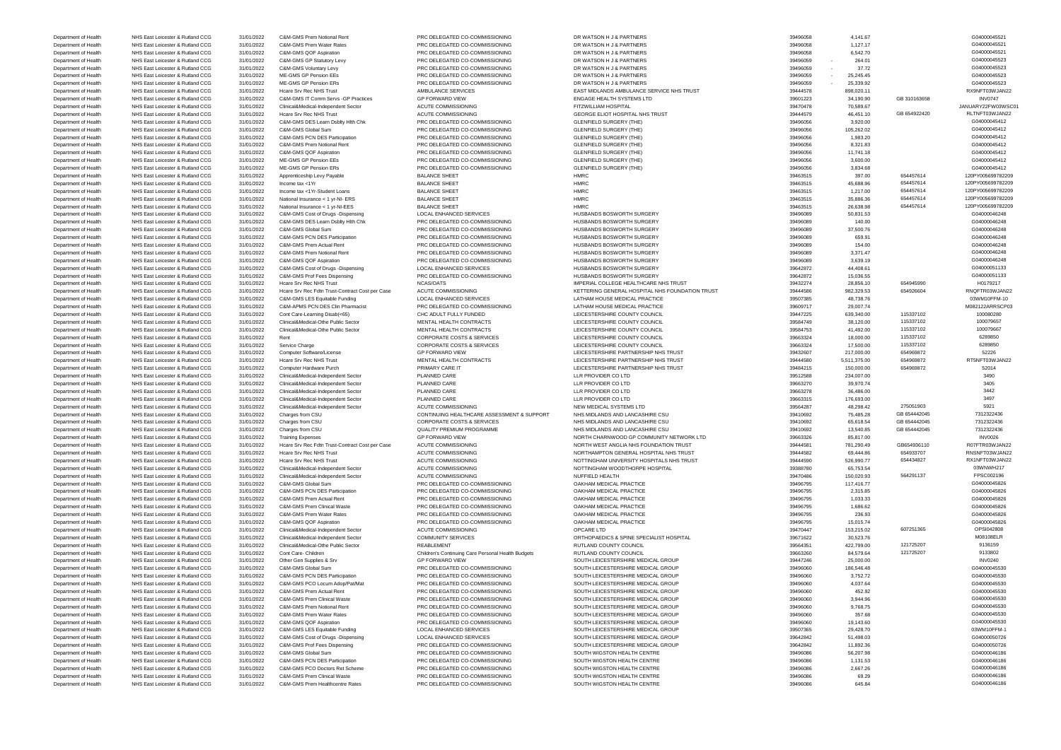| | | | | | | | | | |
|---|---|---|---|---|---|---|---|---|---|
| Department of Health | NHS East Leicester & Rutland CCG | 31/01/2022 | C&M-GMS Prem Notional Rent | PRC DELEGATED CO-COMMISSIONING | DR WATSON H J & PARTNERS | 39496058 | 4,141.67 | | G04000045521 |
| Department of Health | NHS East Leicester & Rutland CCG | 31/01/2022 | C&M-GMS Prem Water Rates | PRC DELEGATED CO-COMMISSIONING | DR WATSON H J & PARTNERS | 39496058 | 1,127.17 | | G04000045521 |
| Department of Health | NHS East Leicester & Rutland CCG | 31/01/2022 | C&M-GMS QOF Aspiration | PRC DELEGATED CO-COMMISSIONING | DR WATSON H J & PARTNERS | 39496058 | 6,542.70 | | G04000045521 |
| Department of Health | NHS East Leicester & Rutland CCG | 31/01/2022 | C&M-GMS GP Statutory Levy | PRC DELEGATED CO-COMMISSIONING | DR WATSON H J & PARTNERS | 39496059 | - 264.01 | | G04000045523 |
| Department of Health | NHS East Leicester & Rutland CCG | 31/01/2022 | C&M-GMS Voluntary Levy | PRC DELEGATED CO-COMMISSIONING | DR WATSON H J & PARTNERS | 39496059 | - 37.72 | | G04000045523 |
| Department of Health | NHS East Leicester & Rutland CCG | 31/01/2022 | ME-GMS GP Pension EEs | PRC DELEGATED CO-COMMISSIONING | DR WATSON H J & PARTNERS | 39496059 | - 25,245.45 | | G04000045523 |
| Department of Health | NHS East Leicester & Rutland CCG | 31/01/2022 | ME-GMS GP Pension ERs | PRC DELEGATED CO-COMMISSIONING | DR WATSON H J & PARTNERS | 39496059 | - 25,339.92 | | G04000045523 |
| Department of Health | NHS East Leicester & Rutland CCG | 31/01/2022 | Hcare Srv Rec NHS Trust | AMBULANCE SERVICES | EAST MIDLANDS AMBULANCE SERVICE NHS TRUST | 39444578 | 898,020.11 | | RX9NFT03WJAN22 |
| Department of Health | NHS East Leicester & Rutland CCG | 31/01/2022 | C&M-GMS IT Comm Servs -GP Practices | GP FORWARD VIEW | ENGAGE HEALTH SYSTEMS LTD | 39601223 | 34,190.90 | GB 310163658 | INV0747 |
| Department of Health | NHS East Leicester & Rutland CCG | 31/01/2022 | Clinical&Medical-Independent Sector | ACUTE COMMISSIONING | FITZWILLIAM HOSPITAL | 39470478 | 70,589.67 | | JANUARY22FW03WSC01 |
| Department of Health | NHS East Leicester & Rutland CCG | 31/01/2022 | Hcare Srv Rec NHS Trust | ACUTE COMMISSIONING | GEORGE ELIOT HOSPITAL NHS TRUST | 39444579 | 46,451.10 | GB 654922420 | RLTNFT03WJAN22 |
| Department of Health | NHS East Leicester & Rutland CCG | 31/01/2022 | C&M-GMS DES Learn Dsblty Hlth Chk | PRC DELEGATED CO-COMMISSIONING | GLENFIELD SURGERY (THE) | 39496056 | 3,920.00 | | G04000045412 |
| Department of Health | NHS East Leicester & Rutland CCG | 31/01/2022 | C&M-GMS Global Sum | PRC DELEGATED CO-COMMISSIONING | GLENFIELD SURGERY (THE) | 39496056 | 105,262.02 | | G04000045412 |
| Department of Health | NHS East Leicester & Rutland CCG | 31/01/2022 | C&M-GMS PCN DES Participation | PRC DELEGATED CO-COMMISSIONING | GLENFIELD SURGERY (THE) | 39496056 | 1,983.20 | | G04000045412 |
| Department of Health | NHS East Leicester & Rutland CCG | 31/01/2022 | C&M-GMS Prem Notional Rent | PRC DELEGATED CO-COMMISSIONING | GLENFIELD SURGERY (THE) | 39496056 | 8,321.83 | | G04000045412 |
| Department of Health | NHS East Leicester & Rutland CCG | 31/01/2022 | C&M-GMS QOF Aspiration | PRC DELEGATED CO-COMMISSIONING | GLENFIELD SURGERY (THE) | 39496056 | 11,741.18 | | G04000045412 |
| Department of Health | NHS East Leicester & Rutland CCG | 31/01/2022 | ME-GMS GP Pension EEs | PRC DELEGATED CO-COMMISSIONING | GLENFIELD SURGERY (THE) | 39496056 | 3,600.00 | | G04000045412 |
| Department of Health | NHS East Leicester & Rutland CCG | 31/01/2022 | ME-GMS GP Pension ERs | PRC DELEGATED CO-COMMISSIONING | GLENFIELD SURGERY (THE) | 39496056 | 3,834.68 | | G04000045412 |
| Department of Health | NHS East Leicester & Rutland CCG | 31/01/2022 | Apprenticeship Levy Payable | BALANCE SHEET | HMRC | 39463515 | 397.00 | 654457614 | 120PY005699782209 |
| Department of Health | NHS East Leicester & Rutland CCG | 31/01/2022 | Income tax <1Yr | BALANCE SHEET | HMRC | 39463515 | 45,688.96 | 654457614 | 120PY005699782209 |
| Department of Health | NHS East Leicester & Rutland CCG | 31/01/2022 | Income tax <1Yr-Student Loans | BALANCE SHEET | HMRC | 39463515 | 1,217.00 | 654457614 | 120PY005699782209 |
| Department of Health | NHS East Leicester & Rutland CCG | 31/01/2022 | National Insurance < 1 yr-NI- ERS | BALANCE SHEET | HMRC | 39463515 | 35,886.36 | 654457614 | 120PY005699782209 |
| Department of Health | NHS East Leicester & Rutland CCG | 31/01/2022 | National Insurance < 1 yr-NI-EES | BALANCE SHEET | HMRC | 39463515 | 26,638.98 | 654457614 | 120PY005699782209 |
| Department of Health | NHS East Leicester & Rutland CCG | 31/01/2022 | C&M-GMS Cost of Drugs -Dispensing | LOCAL ENHANCED SERVICES | HUSBANDS BOSWORTH SURGERY | 39496089 | 50,831.53 | | G04000046248 |
| Department of Health | NHS East Leicester & Rutland CCG | 31/01/2022 | C&M-GMS DES Learn Dsblty Hlth Chk | PRC DELEGATED CO-COMMISSIONING | HUSBANDS BOSWORTH SURGERY | 39496089 | 140.00 | | G04000046248 |
| Department of Health | NHS East Leicester & Rutland CCG | 31/01/2022 | C&M-GMS Global Sum | PRC DELEGATED CO-COMMISSIONING | HUSBANDS BOSWORTH SURGERY | 39496089 | 37,500.76 | | G04000046248 |
| Department of Health | NHS East Leicester & Rutland CCG | 31/01/2022 | C&M-GMS PCN DES Participation | PRC DELEGATED CO-COMMISSIONING | HUSBANDS BOSWORTH SURGERY | 39496089 | 659.91 | | G04000046248 |
| Department of Health | NHS East Leicester & Rutland CCG | 31/01/2022 | C&M-GMS Prem Actual Rent | PRC DELEGATED CO-COMMISSIONING | HUSBANDS BOSWORTH SURGERY | 39496089 | 154.00 | | G04000046248 |
| Department of Health | NHS East Leicester & Rutland CCG | 31/01/2022 | C&M-GMS Prem Notional Rent | PRC DELEGATED CO-COMMISSIONING | HUSBANDS BOSWORTH SURGERY | 39496089 | 3,371.47 | | G04000046248 |
| Department of Health | NHS East Leicester & Rutland CCG | 31/01/2022 | C&M-GMS QOF Aspiration | PRC DELEGATED CO-COMMISSIONING | HUSBANDS BOSWORTH SURGERY | 39496089 | 3,639.19 | | G04000046248 |
| Department of Health | NHS East Leicester & Rutland CCG | 31/01/2022 | C&M-GMS Cost of Drugs -Dispensing | LOCAL ENHANCED SERVICES | HUSBANDS BOSWORTH SURGERY | 39642872 | 44,408.61 | | G04000051133 |
| Department of Health | NHS East Leicester & Rutland CCG | 31/01/2022 | C&M-GMS Prof Fees Dispensing | PRC DELEGATED CO-COMMISSIONING | HUSBANDS BOSWORTH SURGERY | 39642872 | 15,036.55 | | G04000051133 |
| Department of Health | NHS East Leicester & Rutland CCG | 31/01/2022 | Hcare Srv Rec NHS Trust | NCAS/OATS | IMPERIAL COLLEGE HEALTHCARE NHS TRUST | 39432274 | 28,856.10 | 654945990 | H0179217 |
| Department of Health | NHS East Leicester & Rutland CCG | 31/01/2022 | Hcare Srv Rec Fdtn Trust-Contract Cost per Case | ACUTE COMMISSIONING | KETTERING GENERAL HOSPITAL NHS FOUNDATION TRUST | 39444586 | 982,329.53 | 654926604 | RNQFTR03WJAN22 |
| Department of Health | NHS East Leicester & Rutland CCG | 31/01/2022 | C&M-GMS LES Equitable Funding | LOCAL ENHANCED SERVICES | LATHAM HOUSE MEDICAL PRACTICE | 39507385 | 48,738.76 | | 03WM10FFM-10 |
| Department of Health | NHS East Leicester & Rutland CCG | 31/01/2022 | C&M-APMS PCN DES Clin Pharmacist | PRC DELEGATED CO-COMMISSIONING | LATHAM HOUSE MEDICAL PRACTICE | 39609717 | 29,007.74 | | M082122ARRSCP03 |
| Department of Health | NHS East Leicester & Rutland CCG | 31/01/2022 | Cont Care-Learning Disab(<65) | CHC ADULT FULLY FUNDED | LEICESTERSHIRE COUNTY COUNCIL | 39447225 | 639,340.00 | 115337102 | 100080280 |
| Department of Health | NHS East Leicester & Rutland CCG | 31/01/2022 | Clinical&Medical-Othe Public Sector | MENTAL HEALTH CONTRACTS | LEICESTERSHIRE COUNTY COUNCIL | 39584749 | 38,120.00 | 115337102 | 100079657 |
| Department of Health | NHS East Leicester & Rutland CCG | 31/01/2022 | Clinical&Medical-Othe Public Sector | MENTAL HEALTH CONTRACTS | LEICESTERSHIRE COUNTY COUNCIL | 39584753 | 41,492.00 | 115337102 | 100079667 |
| Department of Health | NHS East Leicester & Rutland CCG | 31/01/2022 | Rent | CORPORATE COSTS & SERVICES | LEICESTERSHIRE COUNTY COUNCIL | 39663324 | 18,000.00 | 115337102 | 6289850 |
| Department of Health | NHS East Leicester & Rutland CCG | 31/01/2022 | Service Charge | CORPORATE COSTS & SERVICES | LEICESTERSHIRE COUNTY COUNCIL | 39663324 | 17,500.00 | 115337102 | 6289850 |
| Department of Health | NHS East Leicester & Rutland CCG | 31/01/2022 | Computer Software/License | GP FORWARD VIEW | LEICESTERSHIRE PARTNERSHIP NHS TRUST | 39432607 | 217,000.00 | 654969872 | 52226 |
| Department of Health | NHS East Leicester & Rutland CCG | 31/01/2022 | Hcare Srv Rec NHS Trust | MENTAL HEALTH CONTRACTS | LEICESTERSHIRE PARTNERSHIP NHS TRUST | 39444580 | 5,511,375.00 | 654969872 | RT5NFT03WJAN22 |
| Department of Health | NHS East Leicester & Rutland CCG | 31/01/2022 | Computer Hardware Purch | PRIMARY CARE IT | LEICESTERSHIRE PARTNERSHIP NHS TRUST | 39484215 | 150,000.00 | 654969872 | 52014 |
| Department of Health | NHS East Leicester & Rutland CCG | 31/01/2022 | Clinical&Medical-Independent Sector | PLANNED CARE | LLR PROVIDER CO LTD | 39512588 | 234,007.00 | | 3490 |
| Department of Health | NHS East Leicester & Rutland CCG | 31/01/2022 | Clinical&Medical-Independent Sector | PLANNED CARE | LLR PROVIDER CO LTD | 39663270 | 39,970.74 | | 3405 |
| Department of Health | NHS East Leicester & Rutland CCG | 31/01/2022 | Clinical&Medical-Independent Sector | PLANNED CARE | LLR PROVIDER CO LTD | 39663278 | 36,486.00 | | 3442 |
| Department of Health | NHS East Leicester & Rutland CCG | 31/01/2022 | Clinical&Medical-Independent Sector | PLANNED CARE | LLR PROVIDER CO LTD | 39663315 | 176,693.00 | | 3497 |
| Department of Health | NHS East Leicester & Rutland CCG | 31/01/2022 | Clinical&Medical-Independent Sector | ACUTE COMMISSIONING | NEW MEDICAL SYSTEMS LTD | 39564287 | 48,298.42 | 275051903 | 5921 |
| Department of Health | NHS East Leicester & Rutland CCG | 31/01/2022 | Charges from CSU | CONTINUING HEALTHCARE ASSESSMENT & SUPPORT | NHS MIDLANDS AND LANCASHIRE CSU | 39410692 | 75,485.28 | GB 654442045 | 7312322436 |
| Department of Health | NHS East Leicester & Rutland CCG | 31/01/2022 | Charges from CSU | CORPORATE COSTS & SERVICES | NHS MIDLANDS AND LANCASHIRE CSU | 39410692 | 65,618.54 | GB 654442045 | 7312322436 |
| Department of Health | NHS East Leicester & Rutland CCG | 31/01/2022 | Charges from CSU | QUALITY PREMIUM PROGRAMME | NHS MIDLANDS AND LANCASHIRE CSU | 39410692 | 13,540.85 | GB 654442045 | 7312322436 |
| Department of Health | NHS East Leicester & Rutland CCG | 31/01/2022 | Training Expenses | GP FORWARD VIEW | NORTH CHARNWOOD GP COMMUNITY NETWORK LTD | 39663326 | 85,817.00 | | INV0026 |
| Department of Health | NHS East Leicester & Rutland CCG | 31/01/2022 | Hcare Srv Rec Fdtn Trust-Contract Cost per Case | ACUTE COMMISSIONING | NORTH WEST ANGLIA NHS FOUNDATION TRUST | 39444581 | 781,290.49 | GB654936110 | RGTFTR03WJAN22 |
| Department of Health | NHS East Leicester & Rutland CCG | 31/01/2022 | Hcare Srv Rec NHS Trust | ACUTE COMMISSIONING | NORTHAMPTON GENERAL HOSPITAL NHS TRUST | 39444582 | 69,444.86 | 654933707 | RNSNFT03WJAN22 |
| Department of Health | NHS East Leicester & Rutland CCG | 31/01/2022 | Hcare Srv Rec NHS Trust | ACUTE COMMISSIONING | NOTTINGHAM UNIVERSITY HOSPITALS NHS TRUST | 39444590 | 526,990.77 | 654434827 | RX1NFT03WJAN22 |
| Department of Health | NHS East Leicester & Rutland CCG | 31/01/2022 | Clinical&Medical-Independent Sector | ACUTE COMMISSIONING | NOTTINGHAM WOODTHORPE HOSPITAL | 39388780 | 65,753.54 | | 03WNWH217 |
| Department of Health | NHS East Leicester & Rutland CCG | 31/01/2022 | Clinical&Medical-Independent Sector | ACUTE COMMISSIONING | NUFFIELD HEALTH | 39470486 | 150,020.93 | 564291137 | FPSC002196 |
| Department of Health | NHS East Leicester & Rutland CCG | 31/01/2022 | C&M-GMS Global Sum | PRC DELEGATED CO-COMMISSIONING | OAKHAM MEDICAL PRACTICE | 39496795 | 117,416.77 | | G04000045826 |
| Department of Health | NHS East Leicester & Rutland CCG | 31/01/2022 | C&M-GMS PCN DES Participation | PRC DELEGATED CO-COMMISSIONING | OAKHAM MEDICAL PRACTICE | 39496795 | 2,315.85 | | G04000045826 |
| Department of Health | NHS East Leicester & Rutland CCG | 31/01/2022 | C&M-GMS Prem Actual Rent | PRC DELEGATED CO-COMMISSIONING | OAKHAM MEDICAL PRACTICE | 39496795 | 1,033.33 | | G04000045826 |
| Department of Health | NHS East Leicester & Rutland CCG | 31/01/2022 | C&M-GMS Prem Clinical Waste | PRC DELEGATED CO-COMMISSIONING | OAKHAM MEDICAL PRACTICE | 39496795 | 1,686.62 | | G04000045826 |
| Department of Health | NHS East Leicester & Rutland CCG | 31/01/2022 | C&M-GMS Prem Water Rates | PRC DELEGATED CO-COMMISSIONING | OAKHAM MEDICAL PRACTICE | 39496795 | 236.93 | | G04000045826 |
| Department of Health | NHS East Leicester & Rutland CCG | 31/01/2022 | C&M-GMS QOF Aspiration | PRC DELEGATED CO-COMMISSIONING | OAKHAM MEDICAL PRACTICE | 39496795 | 15,015.74 | | G04000045826 |
| Department of Health | NHS East Leicester & Rutland CCG | 31/01/2022 | Clinical&Medical-Independent Sector | ACUTE COMMISSIONING | OPCARE LTD | 39470447 | 153,215.02 | 607251365 | OPSI042808 |
| Department of Health | NHS East Leicester & Rutland CCG | 31/01/2022 | Clinical&Medical-Independent Sector | COMMUNITY SERVICES | ORTHOPAEDICS & SPINE SPECIALIST HOSPITAL | 39671622 | 30,523.76 | | M08108ELR |
| Department of Health | NHS East Leicester & Rutland CCG | 31/01/2022 | Clinical&Medical-Othe Public Sector | REABLEMENT | RUTLAND COUNTY COUNCIL | 39564351 | 422,799.00 | 121725207 | 9136159 |
| Department of Health | NHS East Leicester & Rutland CCG | 31/01/2022 | Cont Care- Children | Children's Continuing Care Personal Health Budgets | RUTLAND COUNTY COUNCIL | 39663260 | 84,579.64 | 121725207 | 9133802 |
| Department of Health | NHS East Leicester & Rutland CCG | 31/01/2022 | Other Gen Supplies & Srv | GP FORWARD VIEW | SOUTH LEICESTERSHIRE MEDICAL GROUP | 39447246 | 25,000.00 | | INV0240 |
| Department of Health | NHS East Leicester & Rutland CCG | 31/01/2022 | C&M-GMS Global Sum | PRC DELEGATED CO-COMMISSIONING | SOUTH LEICESTERSHIRE MEDICAL GROUP | 39496060 | 186,546.48 | | G04000045530 |
| Department of Health | NHS East Leicester & Rutland CCG | 31/01/2022 | C&M-GMS PCN DES Participation | PRC DELEGATED CO-COMMISSIONING | SOUTH LEICESTERSHIRE MEDICAL GROUP | 39496060 | 3,752.72 | | G04000045530 |
| Department of Health | NHS East Leicester & Rutland CCG | 31/01/2022 | C&M-GMS PCO Locum Adop/Pat/Mat | PRC DELEGATED CO-COMMISSIONING | SOUTH LEICESTERSHIRE MEDICAL GROUP | 39496060 | 4,037.64 | | G04000045530 |
| Department of Health | NHS East Leicester & Rutland CCG | 31/01/2022 | C&M-GMS Prem Actual Rent | PRC DELEGATED CO-COMMISSIONING | SOUTH LEICESTERSHIRE MEDICAL GROUP | 39496060 | 452.92 | | G04000045530 |
| Department of Health | NHS East Leicester & Rutland CCG | 31/01/2022 | C&M-GMS Prem Clinical Waste | PRC DELEGATED CO-COMMISSIONING | SOUTH LEICESTERSHIRE MEDICAL GROUP | 39496060 | 3,944.96 | | G04000045530 |
| Department of Health | NHS East Leicester & Rutland CCG | 31/01/2022 | C&M-GMS Prem Notional Rent | PRC DELEGATED CO-COMMISSIONING | SOUTH LEICESTERSHIRE MEDICAL GROUP | 39496060 | 9,768.75 | | G04000045530 |
| Department of Health | NHS East Leicester & Rutland CCG | 31/01/2022 | C&M-GMS Prem Water Rates | PRC DELEGATED CO-COMMISSIONING | SOUTH LEICESTERSHIRE MEDICAL GROUP | 39496060 | 357.68 | | G04000045530 |
| Department of Health | NHS East Leicester & Rutland CCG | 31/01/2022 | C&M-GMS QOF Aspiration | PRC DELEGATED CO-COMMISSIONING | SOUTH LEICESTERSHIRE MEDICAL GROUP | 39496060 | 19,143.60 | | G04000045530 |
| Department of Health | NHS East Leicester & Rutland CCG | 31/01/2022 | C&M-GMS LES Equitable Funding | LOCAL ENHANCED SERVICES | SOUTH LEICESTERSHIRE MEDICAL GROUP | 39507365 | 29,428.70 | | 03WM10FFM-1 |
| Department of Health | NHS East Leicester & Rutland CCG | 31/01/2022 | C&M-GMS Cost of Drugs -Dispensing | LOCAL ENHANCED SERVICES | SOUTH LEICESTERSHIRE MEDICAL GROUP | 39642842 | 51,498.03 | | G04000050726 |
| Department of Health | NHS East Leicester & Rutland CCG | 31/01/2022 | C&M-GMS Prof Fees Dispensing | PRC DELEGATED CO-COMMISSIONING | SOUTH LEICESTERSHIRE MEDICAL GROUP | 39642842 | 11,892.36 | | G04000050726 |
| Department of Health | NHS East Leicester & Rutland CCG | 31/01/2022 | C&M-GMS Global Sum | PRC DELEGATED CO-COMMISSIONING | SOUTH WIGSTON HEALTH CENTRE | 39496086 | 56,207.98 | | G04000046186 |
| Department of Health | NHS East Leicester & Rutland CCG | 31/01/2022 | C&M-GMS PCN DES Participation | PRC DELEGATED CO-COMMISSIONING | SOUTH WIGSTON HEALTH CENTRE | 39496086 | 1,131.53 | | G04000046186 |
| Department of Health | NHS East Leicester & Rutland CCG | 31/01/2022 | C&M-GMS PCO Doctors Ret Scheme | PRC DELEGATED CO-COMMISSIONING | SOUTH WIGSTON HEALTH CENTRE | 39496086 | 2,667.26 | | G04000046186 |
| Department of Health | NHS East Leicester & Rutland CCG | 31/01/2022 | C&M-GMS Prem Clinical Waste | PRC DELEGATED CO-COMMISSIONING | SOUTH WIGSTON HEALTH CENTRE | 39496086 | 69.29 | | G04000046186 |
| Department of Health | NHS East Leicester & Rutland CCG | 31/01/2022 | C&M-GMS Prem Healthcentre Rates | PRC DELEGATED CO-COMMISSIONING | SOUTH WIGSTON HEALTH CENTRE | 39496086 | 645.84 | | G04000046186 |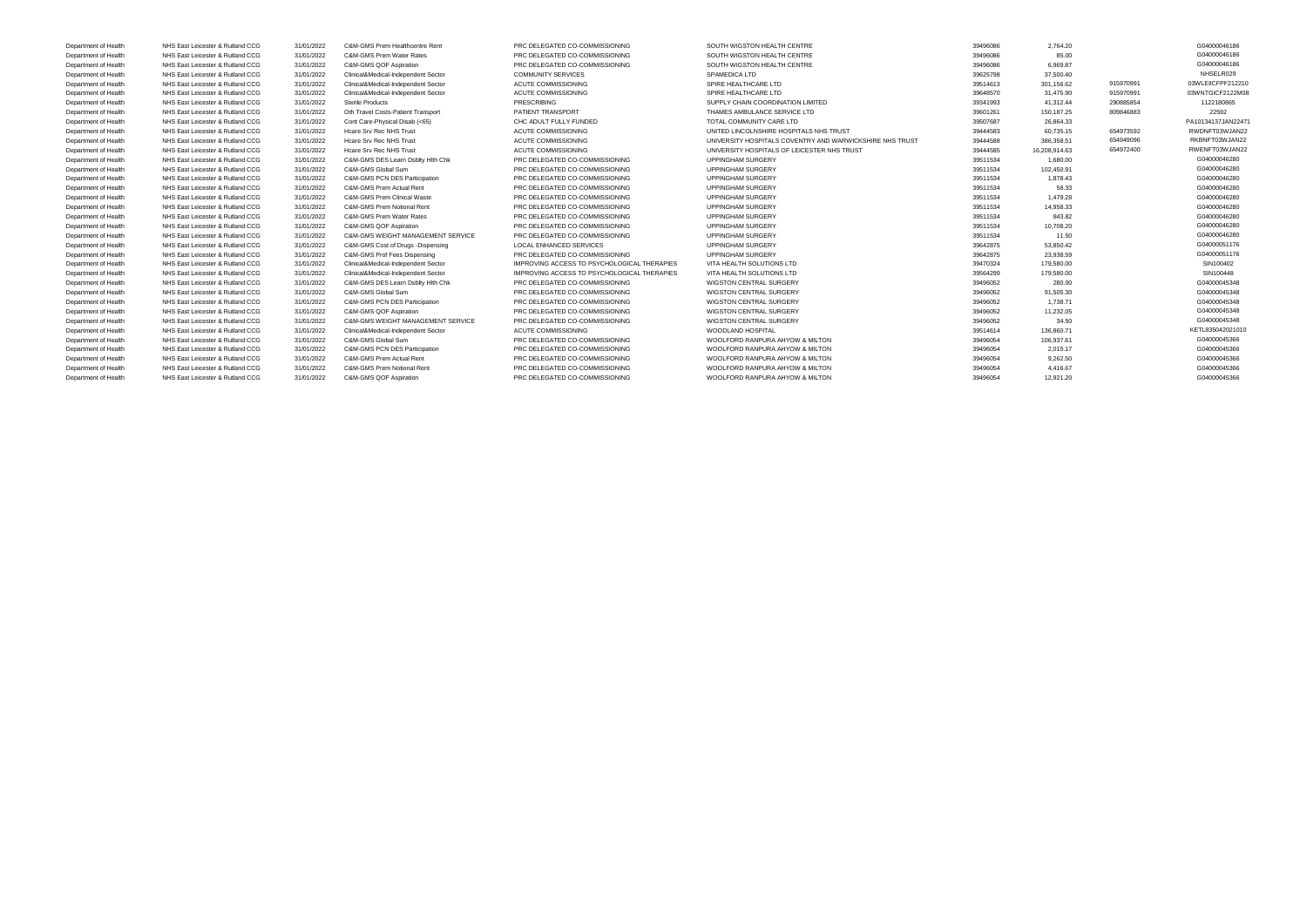| | | | | | | | | | |
|---|---|---|---|---|---|---|---|---|---|
| Department of Health | NHS East Leicester & Rutland CCG | 31/01/2022 | C&M-GMS Prem Healthcentre Rent | PRC DELEGATED CO-COMMISSIONING | SOUTH WIGSTON HEALTH CENTRE | 39496086 | 2,764.20 | | G04000046186 |
| Department of Health | NHS East Leicester & Rutland CCG | 31/01/2022 | C&M-GMS Prem Water Rates | PRC DELEGATED CO-COMMISSIONING | SOUTH WIGSTON HEALTH CENTRE | 39496086 | 85.00 | | G04000046186 |
| Department of Health | NHS East Leicester & Rutland CCG | 31/01/2022 | C&M-GMS QOF Aspiration | PRC DELEGATED CO-COMMISSIONING | SOUTH WIGSTON HEALTH CENTRE | 39496086 | 6,969.87 | | G04000046186 |
| Department of Health | NHS East Leicester & Rutland CCG | 31/01/2022 | Clinical&Medical-Independent Sector | COMMUNITY SERVICES | SPAMEDICA LTD | 39625798 | 37,500.40 | | NHSELR029 |
| Department of Health | NHS East Leicester & Rutland CCG | 31/01/2022 | Clinical&Medical-Independent Sector | ACUTE COMMISSIONING | SPIRE HEALTHCARE LTD | 39514613 | 301,156.62 | 915970991 | 03WLEIICFPF212210 |
| Department of Health | NHS East Leicester & Rutland CCG | 31/01/2022 | Clinical&Medical-Independent Sector | ACUTE COMMISSIONING | SPIRE HEALTHCARE LTD | 39648570 | 31,475.90 | 915970991 | 03WNTGICF2122M08 |
| Department of Health | NHS East Leicester & Rutland CCG | 31/01/2022 | Sterile Products | PRESCRIBING | SUPPLY CHAIN COORDINATION LIMITED | 39341993 | 41,312.44 | 290885854 | 1122180865 |
| Department of Health | NHS East Leicester & Rutland CCG | 31/01/2022 | Oth Travel Costs-Patient Transport | PATIENT TRANSPORT | THAMES AMBULANCE SERVICE LTD | 39601261 | 150,187.25 | 809846883 | 22592 |
| Department of Health | NHS East Leicester & Rutland CCG | 31/01/2022 | Cont Care-Physical Disab (<65) | CHC ADULT FULLY FUNDED | TOTAL COMMUNITY CARE LTD | 39507687 | 26,864.33 | | PA10134137JAN22471 |
| Department of Health | NHS East Leicester & Rutland CCG | 31/01/2022 | Hcare Srv Rec NHS Trust | ACUTE COMMISSIONING | UNITED LINCOLNSHIRE HOSPITALS NHS TRUST | 39444583 | 60,735.15 | 654973592 | RWDNFT03WJAN22 |
| Department of Health | NHS East Leicester & Rutland CCG | 31/01/2022 | Hcare Srv Rec NHS Trust | ACUTE COMMISSIONING | UNIVERSITY HOSPITALS COVENTRY AND WARWICKSHIRE NHS TRUST | 39444588 | 386,358.51 | 654949096 | RKBNFT03WJAN22 |
| Department of Health | NHS East Leicester & Rutland CCG | 31/01/2022 | Hcare Srv Rec NHS Trust | ACUTE COMMISSIONING | UNIVERSITY HOSPITALS OF LEICESTER NHS TRUST | 39444585 | 16,208,914.63 | 654972400 | RWENFT03WJAN22 |
| Department of Health | NHS East Leicester & Rutland CCG | 31/01/2022 | C&M-GMS DES Learn Dsblty Hlth Chk | PRC DELEGATED CO-COMMISSIONING | UPPINGHAM SURGERY | 39511534 | 1,680.00 | | G04000046280 |
| Department of Health | NHS East Leicester & Rutland CCG | 31/01/2022 | C&M-GMS Global Sum | PRC DELEGATED CO-COMMISSIONING | UPPINGHAM SURGERY | 39511534 | 102,450.91 | | G04000046280 |
| Department of Health | NHS East Leicester & Rutland CCG | 31/01/2022 | C&M-GMS PCN DES Participation | PRC DELEGATED CO-COMMISSIONING | UPPINGHAM SURGERY | 39511534 | 1,878.43 | | G04000046280 |
| Department of Health | NHS East Leicester & Rutland CCG | 31/01/2022 | C&M-GMS Prem Actual Rent | PRC DELEGATED CO-COMMISSIONING | UPPINGHAM SURGERY | 39511534 | 58.33 | | G04000046280 |
| Department of Health | NHS East Leicester & Rutland CCG | 31/01/2022 | C&M-GMS Prem Clinical Waste | PRC DELEGATED CO-COMMISSIONING | UPPINGHAM SURGERY | 39511534 | 1,479.28 | | G04000046280 |
| Department of Health | NHS East Leicester & Rutland CCG | 31/01/2022 | C&M-GMS Prem Notional Rent | PRC DELEGATED CO-COMMISSIONING | UPPINGHAM SURGERY | 39511534 | 14,958.33 | | G04000046280 |
| Department of Health | NHS East Leicester & Rutland CCG | 31/01/2022 | C&M-GMS Prem Water Rates | PRC DELEGATED CO-COMMISSIONING | UPPINGHAM SURGERY | 39511534 | 843.82 | | G04000046280 |
| Department of Health | NHS East Leicester & Rutland CCG | 31/01/2022 | C&M-GMS QOF Aspiration | PRC DELEGATED CO-COMMISSIONING | UPPINGHAM SURGERY | 39511534 | 10,708.20 | | G04000046280 |
| Department of Health | NHS East Leicester & Rutland CCG | 31/01/2022 | C&M-GMS WEIGHT MANAGEMENT SERVICE | PRC DELEGATED CO-COMMISSIONING | UPPINGHAM SURGERY | 39511534 | 11.50 | | G04000046280 |
| Department of Health | NHS East Leicester & Rutland CCG | 31/01/2022 | C&M-GMS Cost of Drugs -Dispensing | LOCAL ENHANCED SERVICES | UPPINGHAM SURGERY | 39642875 | 53,850.42 | | G04000051176 |
| Department of Health | NHS East Leicester & Rutland CCG | 31/01/2022 | C&M-GMS Prof Fees Dispensing | PRC DELEGATED CO-COMMISSIONING | UPPINGHAM SURGERY | 39642875 | 23,938.59 | | G04000051176 |
| Department of Health | NHS East Leicester & Rutland CCG | 31/01/2022 | Clinical&Medical-Independent Sector | IMPROVING ACCESS TO PSYCHOLOGICAL THERAPIES | VITA HEALTH SOLUTIONS LTD | 39470324 | 179,580.00 | | SIN100402 |
| Department of Health | NHS East Leicester & Rutland CCG | 31/01/2022 | Clinical&Medical-Independent Sector | IMPROVING ACCESS TO PSYCHOLOGICAL THERAPIES | VITA HEALTH SOLUTIONS LTD | 39564299 | 179,580.00 | | SIN100448 |
| Department of Health | NHS East Leicester & Rutland CCG | 31/01/2022 | C&M-GMS DES Learn Dsblty Hlth Chk | PRC DELEGATED CO-COMMISSIONING | WIGSTON CENTRAL SURGERY | 39496052 | 280.00 | | G04000045348 |
| Department of Health | NHS East Leicester & Rutland CCG | 31/01/2022 | C&M-GMS Global Sum | PRC DELEGATED CO-COMMISSIONING | WIGSTON CENTRAL SURGERY | 39496052 | 91,505.30 | | G04000045348 |
| Department of Health | NHS East Leicester & Rutland CCG | 31/01/2022 | C&M-GMS PCN DES Participation | PRC DELEGATED CO-COMMISSIONING | WIGSTON CENTRAL SURGERY | 39496052 | 1,738.71 | | G04000045348 |
| Department of Health | NHS East Leicester & Rutland CCG | 31/01/2022 | C&M-GMS QOF Aspiration | PRC DELEGATED CO-COMMISSIONING | WIGSTON CENTRAL SURGERY | 39496052 | 11,232.05 | | G04000045348 |
| Department of Health | NHS East Leicester & Rutland CCG | 31/01/2022 | C&M-GMS WEIGHT MANAGEMENT SERVICE | PRC DELEGATED CO-COMMISSIONING | WIGSTON CENTRAL SURGERY | 39496052 | 34.50 | | G04000045348 |
| Department of Health | NHS East Leicester & Rutland CCG | 31/01/2022 | Clinical&Medical-Independent Sector | ACUTE COMMISSIONING | WOODLAND HOSPITAL | 39514614 | 136,860.71 | | KETL835042021010 |
| Department of Health | NHS East Leicester & Rutland CCG | 31/01/2022 | C&M-GMS Global Sum | PRC DELEGATED CO-COMMISSIONING | WOOLFORD RANPURA AHYOW & MILTON | 39496054 | 106,937.61 | | G04000045366 |
| Department of Health | NHS East Leicester & Rutland CCG | 31/01/2022 | C&M-GMS PCN DES Participation | PRC DELEGATED CO-COMMISSIONING | WOOLFORD RANPURA AHYOW & MILTON | 39496054 | 2,015.17 | | G04000045366 |
| Department of Health | NHS East Leicester & Rutland CCG | 31/01/2022 | C&M-GMS Prem Actual Rent | PRC DELEGATED CO-COMMISSIONING | WOOLFORD RANPURA AHYOW & MILTON | 39496054 | 9,262.50 | | G04000045366 |
| Department of Health | NHS East Leicester & Rutland CCG | 31/01/2022 | C&M-GMS Prem Notional Rent | PRC DELEGATED CO-COMMISSIONING | WOOLFORD RANPURA AHYOW & MILTON | 39496054 | 4,416.67 | | G04000045366 |
| Department of Health | NHS East Leicester & Rutland CCG | 31/01/2022 | C&M-GMS QOF Aspiration | PRC DELEGATED CO-COMMISSIONING | WOOLFORD RANPURA AHYOW & MILTON | 39496054 | 12,921.20 | | G04000045366 |